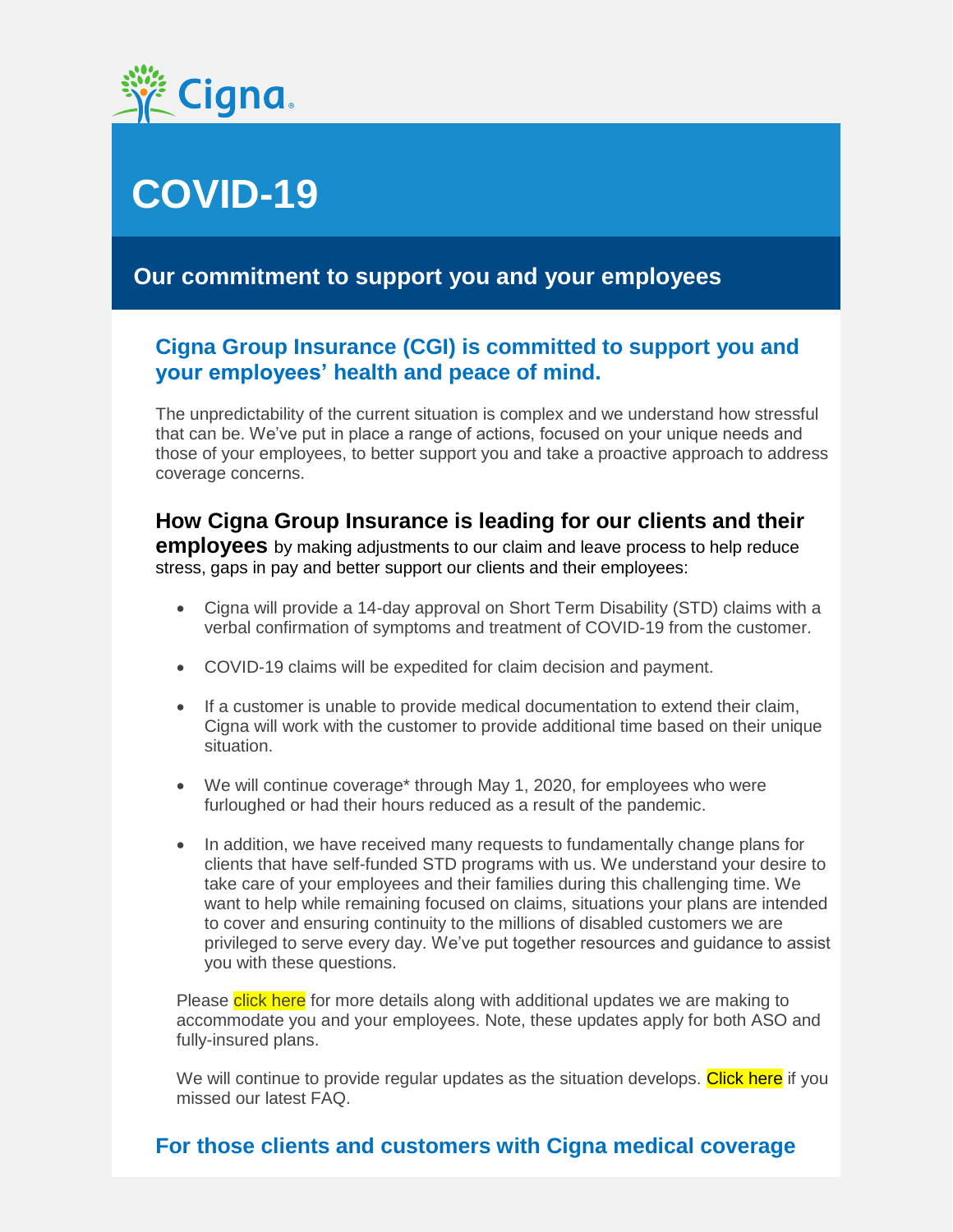# COVID-19

## Our commitment to support you and your employees

### Cigna Group Insurance (CGI) is committed to support you and your employees' health and peace of mind.

The unpredictability of the current situation is complex and we understand how stressful that can be. We've put in place a range of actions, focused on your unique needs and those of your employees, to better support you and take a proactive approach to address coverage concerns.

**How Cigna Group Insurance is leading for our clients and their employees** by making adjustments to our claim and leave process to help reduce stress, gaps in pay and better support our clients and their employees:

- Cigna will provide a 14-day approval on Short Term Disability (STD) claims with a verbal confirmation of symptoms and treatment of COVID-19 from the customer.
- COVID-19 claims will be expedited for claim decision and payment.
- If a customer is unable to provide medical documentation to extend their claim, Cigna will work with the customer to provide additional time based on their unique situation.
- We will continue coverage* through May 1, 2020, for employees who were furloughed or had their hours reduced as a result of the pandemic.
- In addition, we have received many requests to fundamentally change plans for clients that have self-funded STD programs with us. We understand your desire to take care of your employees and their families during this challenging time. We want to help while remaining focused on claims, situations your plans are intended to cover and ensuring continuity to the millions of disabled customers we are privileged to serve every day. We've put together resources and guidance to assist you with these questions.

Please click here for more details along with additional updates we are making to accommodate you and your employees. Note, these updates apply for both ASO and fully-insured plans.

We will continue to provide regular updates as the situation develops. Click here if you missed our latest FAQ.

### For those clients and customers with Cigna medical coverage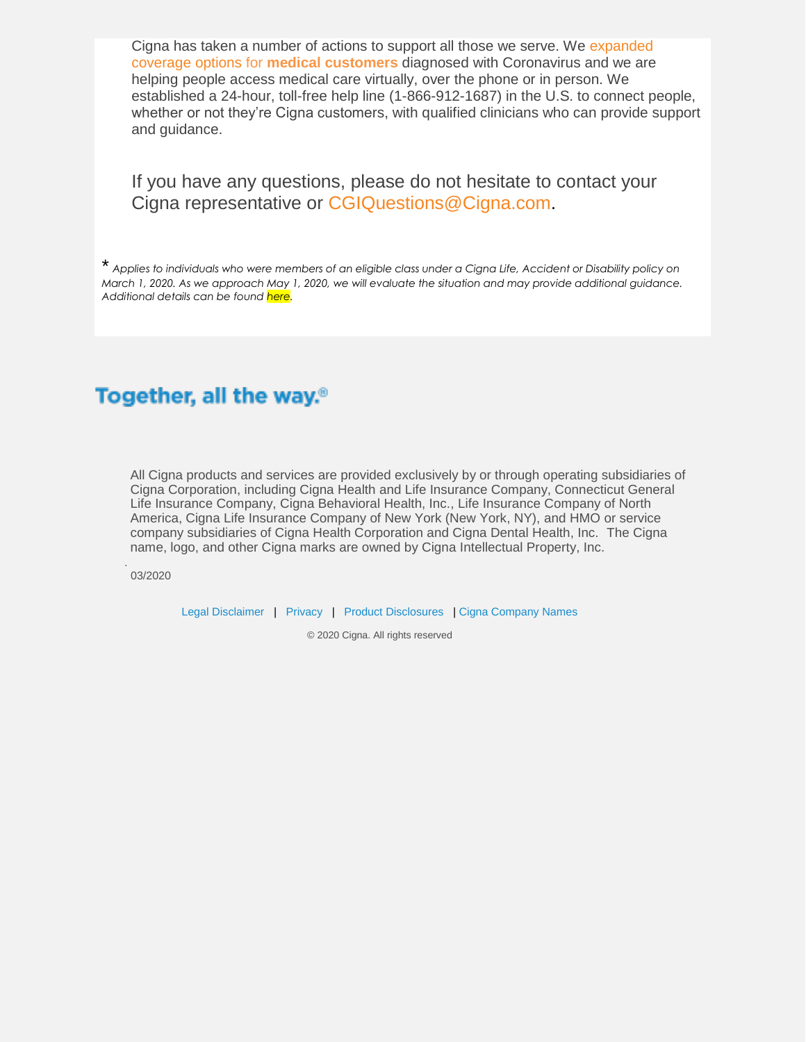Cigna has taken a number of actions to support all those we serve. We expanded coverage options for **medical customers** diagnosed with Coronavirus and we are helping people access medical care virtually, over the phone or in person. We established a 24-hour, toll-free help line (1-866-912-1687) in the U.S. to connect people, whether or not they're Cigna customers, with qualified clinicians who can provide support and guidance.

If you have any questions, please do not hesitate to contact your Cigna representative or CGIQuestions@Cigna.com.

\* *Applies to individuals who were members of an eligible class under a Cigna Life, Accident or Disability policy on March 1, 2020. As we approach May 1, 2020, we will evaluate the situation and may provide additional guidance. Additional details can be found here.*

**Together, all the way.®**

All Cigna products and services are provided exclusively by or through operating subsidiaries of Cigna Corporation, including Cigna Health and Life Insurance Company, Connecticut General Life Insurance Company, Cigna Behavioral Health, Inc., Life Insurance Company of North America, Cigna Life Insurance Company of New York (New York, NY), and HMO or service company subsidiaries of Cigna Health Corporation and Cigna Dental Health, Inc. The Cigna name, logo, and other Cigna marks are owned by Cigna Intellectual Property, Inc.

03/2020

Legal Disclaimer | Privacy | Product Disclosures | Cigna Company Names

© 2020 Cigna. All rights reserved